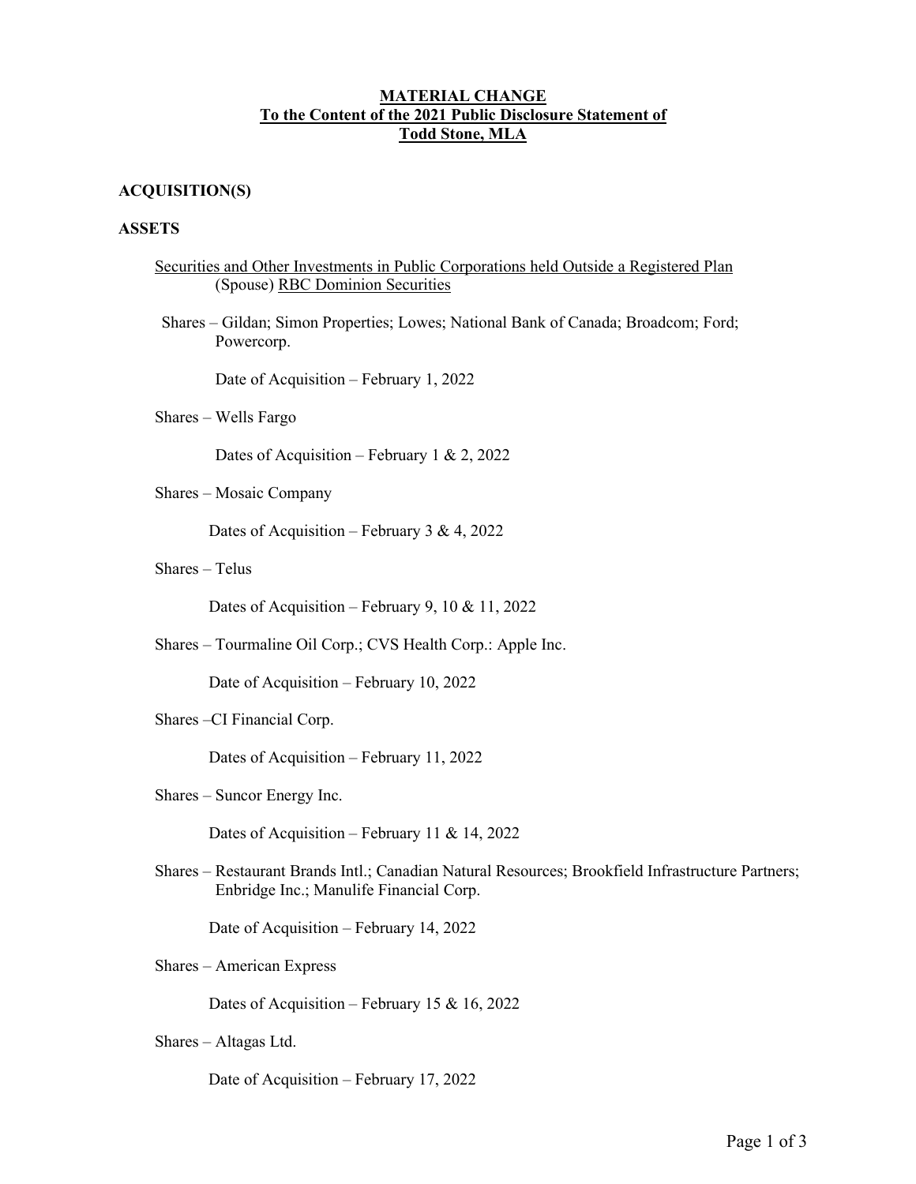**MATERIAL CHANGE**
**To the Content of the 2021 Public Disclosure Statement of**
**Todd Stone, MLA**

**ACQUISITION(S)**

**ASSETS**

Securities and Other Investments in Public Corporations held Outside a Registered Plan
(Spouse) RBC Dominion Securities

Shares – Gildan; Simon Properties; Lowes; National Bank of Canada; Broadcom; Ford; Powercorp.

Date of Acquisition – February 1, 2022

Shares – Wells Fargo

Dates of Acquisition – February 1 & 2, 2022

Shares – Mosaic Company

Dates of Acquisition – February 3 & 4, 2022

Shares – Telus

Dates of Acquisition – February 9, 10 & 11, 2022

Shares – Tourmaline Oil Corp.; CVS Health Corp.: Apple Inc.

Date of Acquisition – February 10, 2022

Shares –CI Financial Corp.

Dates of Acquisition – February 11, 2022

Shares – Suncor Energy Inc.

Dates of Acquisition – February 11 & 14, 2022

Shares – Restaurant Brands Intl.; Canadian Natural Resources; Brookfield Infrastructure Partners; Enbridge Inc.; Manulife Financial Corp.

Date of Acquisition – February 14, 2022

Shares – American Express

Dates of Acquisition – February 15 & 16, 2022

Shares – Altagas Ltd.

Date of Acquisition – February 17, 2022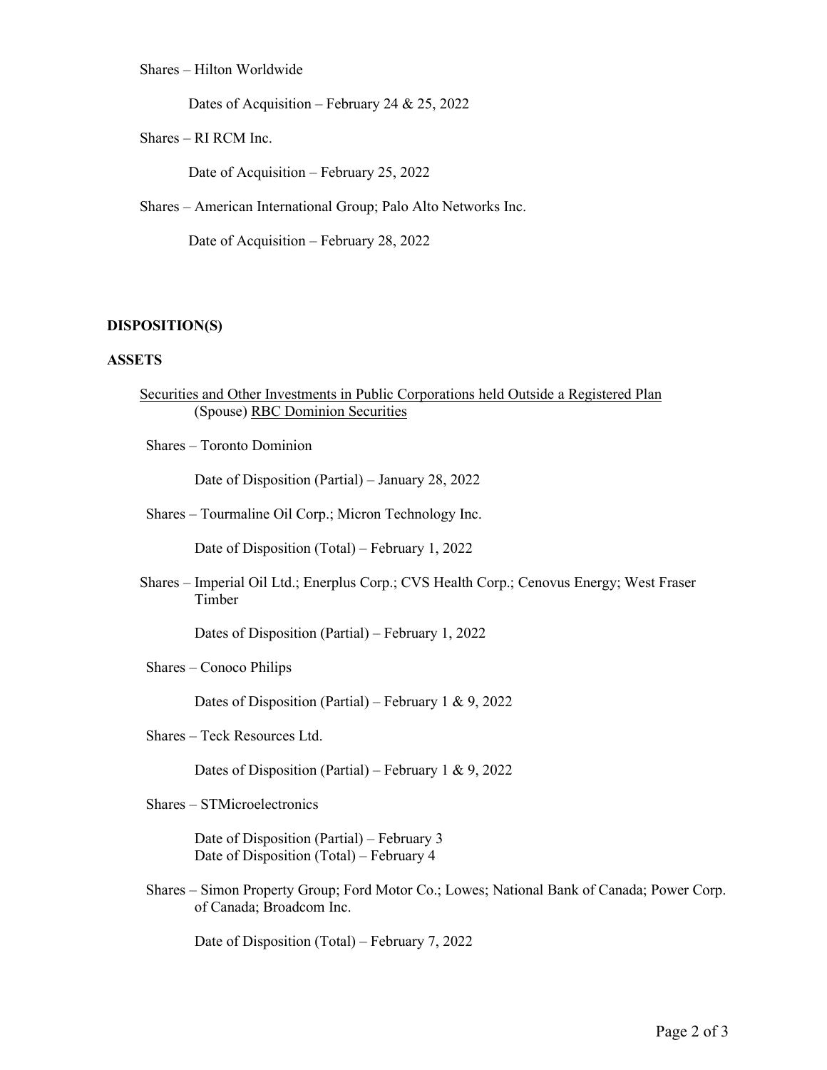Shares – Hilton Worldwide

Dates of Acquisition – February 24 & 25, 2022

Shares – RI RCM Inc.

Date of Acquisition – February 25, 2022

Shares – American International Group; Palo Alto Networks Inc.

Date of Acquisition – February 28, 2022

**DISPOSITION(S)**

**ASSETS**

Securities and Other Investments in Public Corporations held Outside a Registered Plan (Spouse) RBC Dominion Securities

Shares – Toronto Dominion

Date of Disposition (Partial) – January 28, 2022

Shares – Tourmaline Oil Corp.; Micron Technology Inc.

Date of Disposition (Total) – February 1, 2022

Shares – Imperial Oil Ltd.; Enerplus Corp.; CVS Health Corp.; Cenovus Energy; West Fraser Timber

Dates of Disposition (Partial) – February 1, 2022

Shares – Conoco Philips

Dates of Disposition (Partial) – February 1 & 9, 2022

Shares – Teck Resources Ltd.

Dates of Disposition (Partial) – February 1 & 9, 2022

Shares – STMicroelectronics

Date of Disposition (Partial) – February 3
Date of Disposition (Total) – February 4

Shares – Simon Property Group; Ford Motor Co.; Lowes; National Bank of Canada; Power Corp. of Canada; Broadcom Inc.

Date of Disposition (Total) – February 7, 2022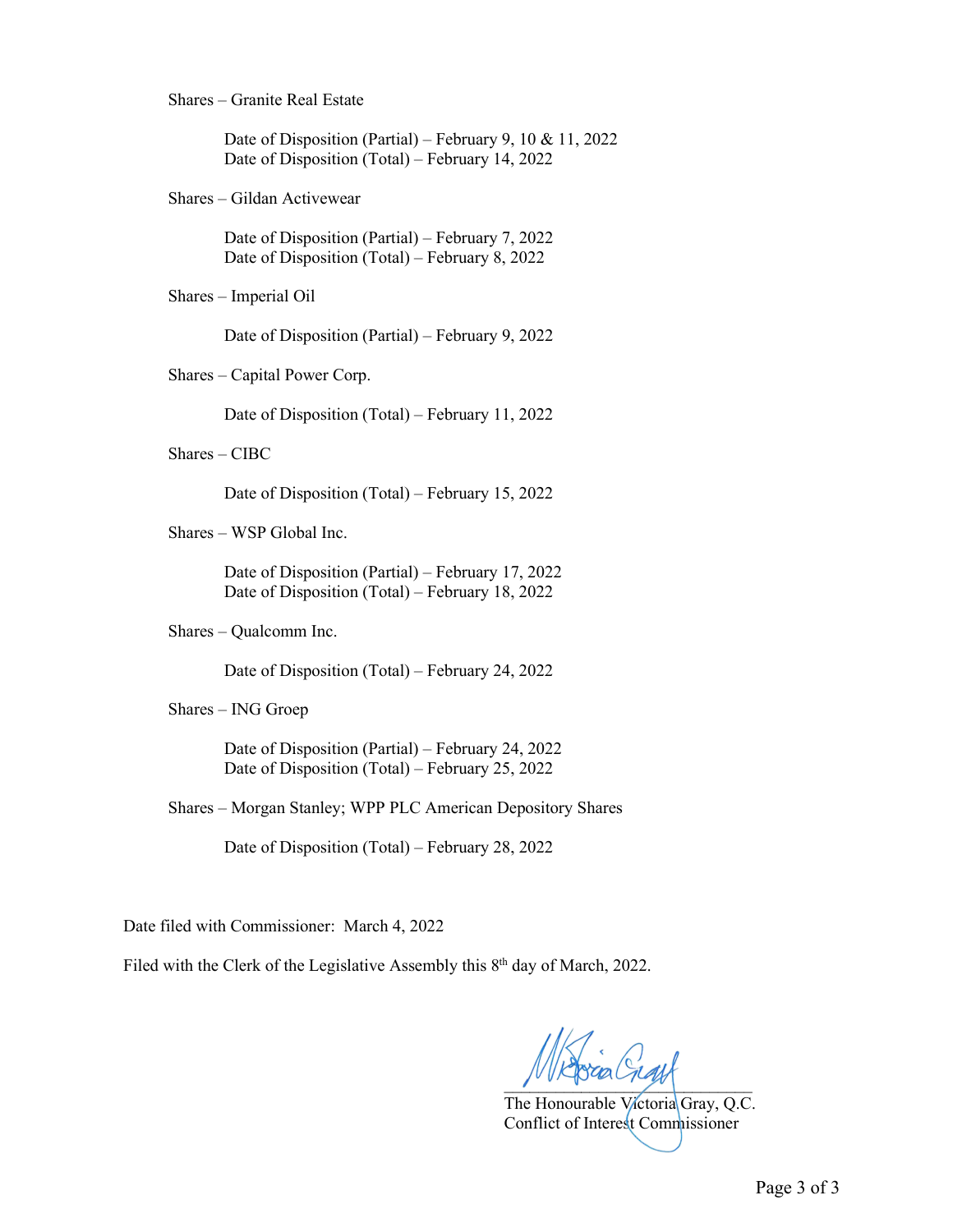Shares – Granite Real Estate

Date of Disposition (Partial) – February 9, 10 & 11, 2022
Date of Disposition (Total) – February 14, 2022

Shares – Gildan Activewear

Date of Disposition (Partial) – February 7, 2022
Date of Disposition (Total) – February 8, 2022

Shares – Imperial Oil

Date of Disposition (Partial) – February 9, 2022

Shares – Capital Power Corp.

Date of Disposition (Total) – February 11, 2022

Shares – CIBC

Date of Disposition (Total) – February 15, 2022

Shares – WSP Global Inc.

Date of Disposition (Partial) – February 17, 2022
Date of Disposition (Total) – February 18, 2022

Shares – Qualcomm Inc.

Date of Disposition (Total) – February 24, 2022

Shares – ING Groep

Date of Disposition (Partial) – February 24, 2022
Date of Disposition (Total) – February 25, 2022

Shares – Morgan Stanley; WPP PLC American Depository Shares

Date of Disposition (Total) – February 28, 2022

Date filed with Commissioner: March 4, 2022

Filed with the Clerk of the Legislative Assembly this 8th day of March, 2022.

The Honourable Victoria Gray, Q.C.
Conflict of Interest Commissioner